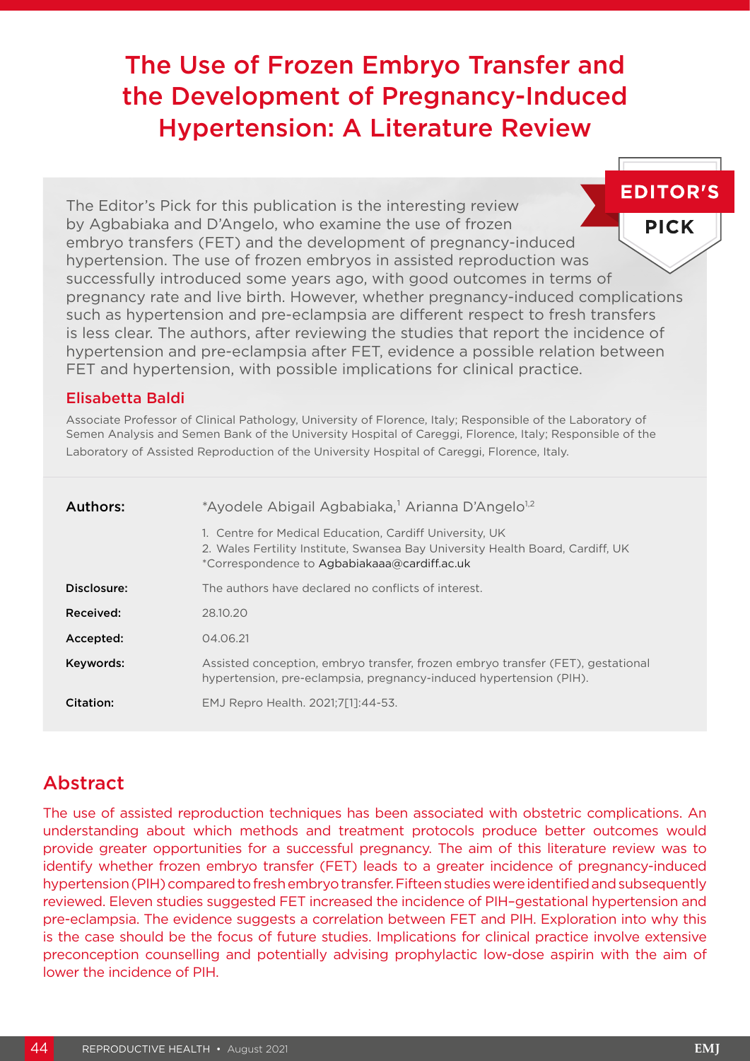# The Use of Frozen Embryo Transfer and the Development of Pregnancy-Induced Hypertension: A Literature Review

**EDITOR'S PICK**

The Editor's Pick for this publication is the interesting review by Agbabiaka and D'Angelo, who examine the use of frozen embryo transfers (FET) and the development of pregnancy-induced hypertension. The use of frozen embryos in assisted reproduction was successfully introduced some years ago, with good outcomes in terms of pregnancy rate and live birth. However, whether pregnancy-induced complications such as hypertension and pre-eclampsia are different respect to fresh transfers is less clear. The authors, after reviewing the studies that report the incidence of hypertension and pre-eclampsia after FET, evidence a possible relation between FET and hypertension, with possible implications for clinical practice.

**Elisabetta Baldi**

Associate Professor of Clinical Pathology, University of Florence, Italy; Responsible of the Laboratory of Semen Analysis and Semen Bank of the University Hospital of Careggi, Florence, Italy; Responsible of the Laboratory of Assisted Reproduction of the University Hospital of Careggi, Florence, Italy.

| | |
|---|---|
| **Authors:** | *Ayodele Abigail Agbabiaka,[1] Arianna D'Angelo[1,2]<br>1. Centre for Medical Education, Cardiff University, UK<br>2. Wales Fertility Institute, Swansea Bay University Health Board, Cardiff, UK<br>*Correspondence to Agbabiakaaa@cardiff.ac.uk |
| **Disclosure:** | The authors have declared no conflicts of interest. |
| **Received:** | 28.10.20 |
| **Accepted:** | 04.06.21 |
| **Keywords:** | Assisted conception, embryo transfer, frozen embryo transfer (FET), gestational hypertension, pre-eclampsia, pregnancy-induced hypertension (PIH). |
| **Citation:** | EMJ Repro Health. 2021;7[1]:44-53. |

## Abstract

The use of assisted reproduction techniques has been associated with obstetric complications. An understanding about which methods and treatment protocols produce better outcomes would provide greater opportunities for a successful pregnancy. The aim of this literature review was to identify whether frozen embryo transfer (FET) leads to a greater incidence of pregnancy-induced hypertension (PIH) compared to fresh embryo transfer. Fifteen studies were identified and subsequently reviewed. Eleven studies suggested FET increased the incidence of PIH–gestational hypertension and pre-eclampsia. The evidence suggests a correlation between FET and PIH. Exploration into why this is the case should be the focus of future studies. Implications for clinical practice involve extensive preconception counselling and potentially advising prophylactic low-dose aspirin with the aim of lower the incidence of PIH.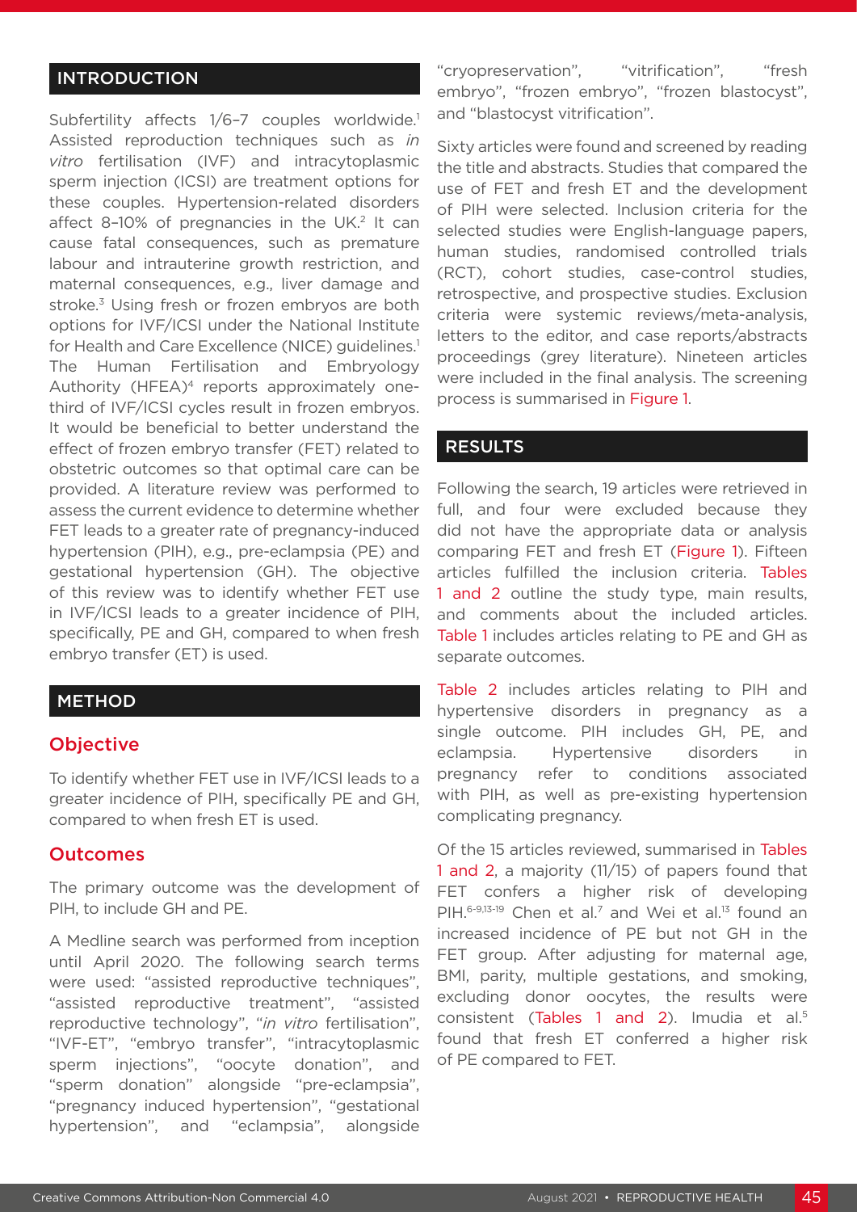## INTRODUCTION

Subfertility affects 1/6–7 couples worldwide.[1] Assisted reproduction techniques such as *in vitro* fertilisation (IVF) and intracytoplasmic sperm injection (ICSI) are treatment options for these couples. Hypertension-related disorders affect 8–10% of pregnancies in the UK.[2] It can cause fatal consequences, such as premature labour and intrauterine growth restriction, and maternal consequences, e.g., liver damage and stroke.[3] Using fresh or frozen embryos are both options for IVF/ICSI under the National Institute for Health and Care Excellence (NICE) guidelines.[1] The Human Fertilisation and Embryology Authority (HFEA)[4] reports approximately one-third of IVF/ICSI cycles result in frozen embryos. It would be beneficial to better understand the effect of frozen embryo transfer (FET) related to obstetric outcomes so that optimal care can be provided. A literature review was performed to assess the current evidence to determine whether FET leads to a greater rate of pregnancy-induced hypertension (PIH), e.g., pre-eclampsia (PE) and gestational hypertension (GH). The objective of this review was to identify whether FET use in IVF/ICSI leads to a greater incidence of PIH, specifically, PE and GH, compared to when fresh embryo transfer (ET) is used.

## METHOD

### Objective

To identify whether FET use in IVF/ICSI leads to a greater incidence of PIH, specifically PE and GH, compared to when fresh ET is used.

### Outcomes

The primary outcome was the development of PIH, to include GH and PE.

A Medline search was performed from inception until April 2020. The following search terms were used: "assisted reproductive techniques", "assisted reproductive treatment", "assisted reproductive technology", "*in vitro* fertilisation", "IVF-ET", "embryo transfer", "intracytoplasmic sperm injections", "oocyte donation", and "sperm donation" alongside "pre-eclampsia", "pregnancy induced hypertension", "gestational hypertension", and "eclampsia", alongside "cryopreservation", "vitrification", "fresh embryo", "frozen embryo", "frozen blastocyst", and "blastocyst vitrification".

Sixty articles were found and screened by reading the title and abstracts. Studies that compared the use of FET and fresh ET and the development of PIH were selected. Inclusion criteria for the selected studies were English-language papers, human studies, randomised controlled trials (RCT), cohort studies, case-control studies, retrospective, and prospective studies. Exclusion criteria were systemic reviews/meta-analysis, letters to the editor, and case reports/abstracts proceedings (grey literature). Nineteen articles were included in the final analysis. The screening process is summarised in Figure 1.

## RESULTS

Following the search, 19 articles were retrieved in full, and four were excluded because they did not have the appropriate data or analysis comparing FET and fresh ET (Figure 1). Fifteen articles fulfilled the inclusion criteria. Tables 1 and 2 outline the study type, main results, and comments about the included articles. Table 1 includes articles relating to PE and GH as separate outcomes.

Table 2 includes articles relating to PIH and hypertensive disorders in pregnancy as a single outcome. PIH includes GH, PE, and eclampsia. Hypertensive disorders in pregnancy refer to conditions associated with PIH, as well as pre-existing hypertension complicating pregnancy.

Of the 15 articles reviewed, summarised in Tables 1 and 2, a majority (11/15) of papers found that FET confers a higher risk of developing PIH.[6-9,13-19] Chen et al.[7] and Wei et al.[13] found an increased incidence of PE but not GH in the FET group. After adjusting for maternal age, BMI, parity, multiple gestations, and smoking, excluding donor oocytes, the results were consistent (Tables 1 and 2). Imudia et al.[5] found that fresh ET conferred a higher risk of PE compared to FET.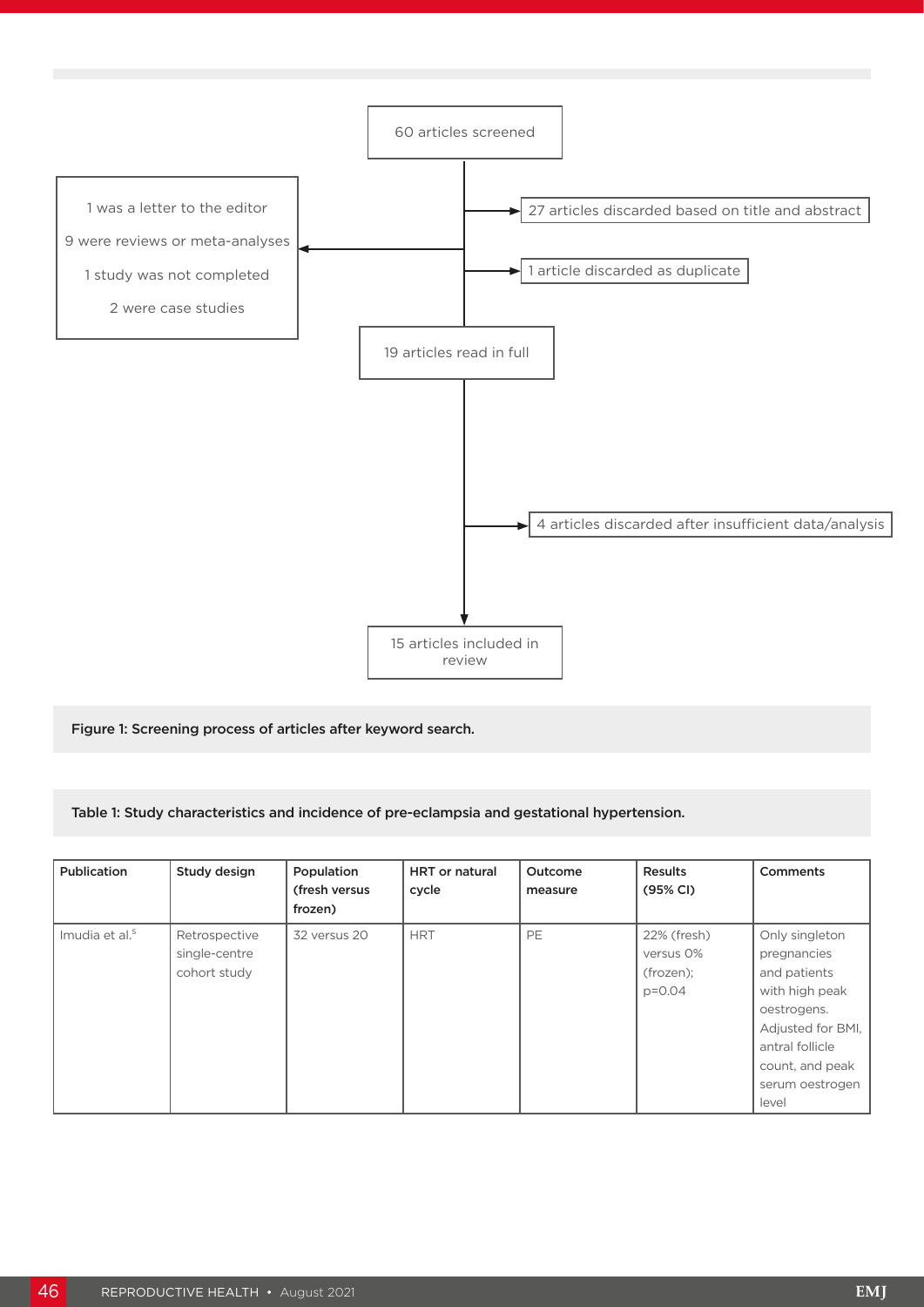60 articles screened

27 articles discarded based on title and abstract

1 article discarded as duplicate

1 was a letter to the editor

9 were reviews or meta-analyses

1 study was not completed

2 were case studies

19 articles read in full

4 articles discarded after insufficient data/analysis

15 articles included in review

**Figure 1: Screening process of articles after keyword search.**

**Table 1: Study characteristics and incidence of pre-eclampsia and gestational hypertension.**

| Publication | Study design | Population (fresh versus frozen) | HRT or natural cycle | Outcome measure | Results (95% CI) | Comments |
|---|---|---|---|---|---|---|
| Imudia et al.[5] | Retrospective single-centre cohort study | 32 versus 20 | HRT | PE | 22% (fresh) versus 0% (frozen); p=0.04 | Only singleton pregnancies and patients with high peak oestrogens. Adjusted for BMI, antral follicle count, and peak serum oestrogen level |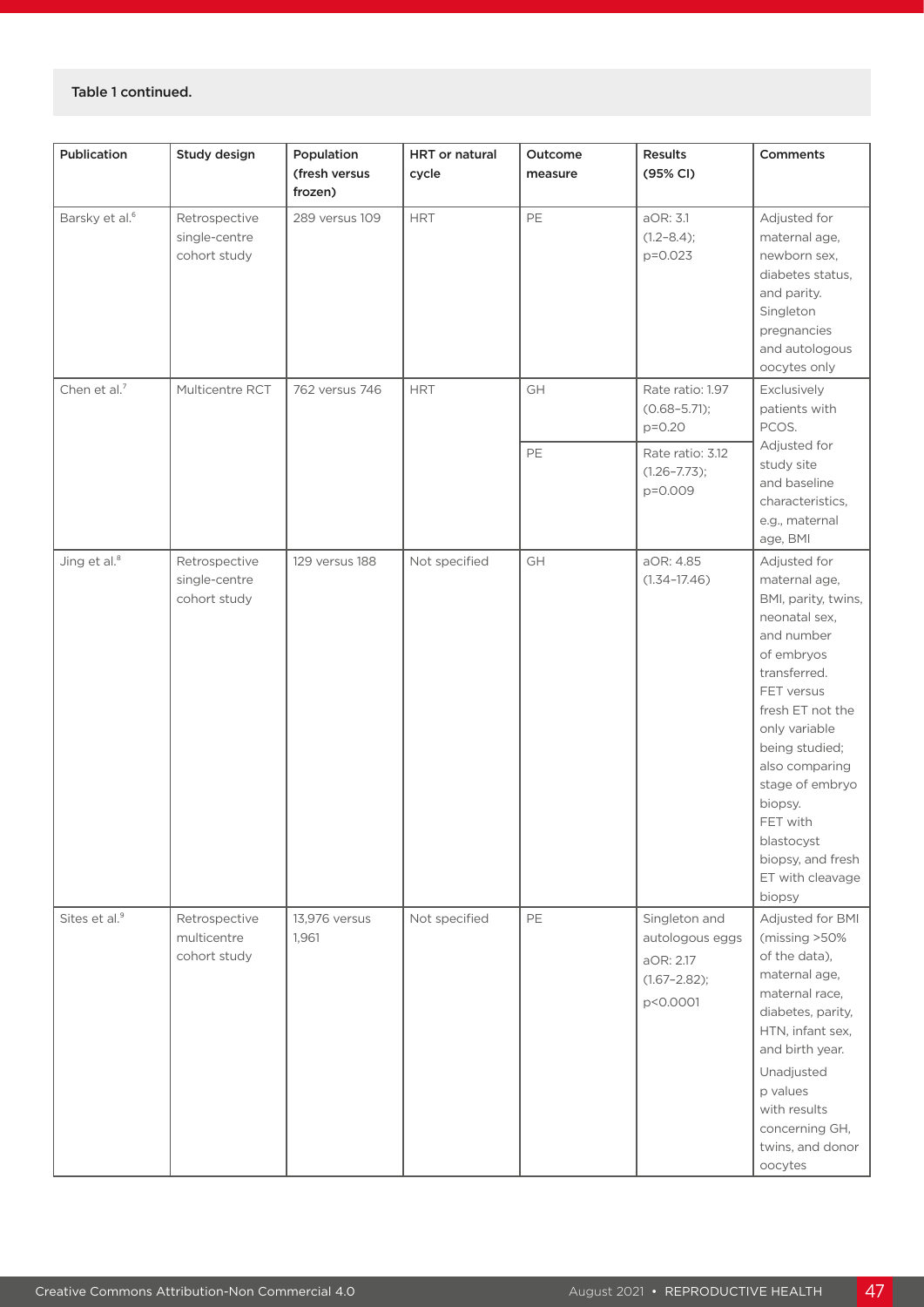Table 1 continued.

| Publication | Study design | Population (fresh versus frozen) | HRT or natural cycle | Outcome measure | Results (95% CI) | Comments |
|---|---|---|---|---|---|---|
| Barsky et al.[6] | Retrospective single-centre cohort study | 289 versus 109 | HRT | PE | aOR: 3.1 (1.2–8.4); p=0.023 | Adjusted for maternal age, newborn sex, diabetes status, and parity. Singleton pregnancies and autologous oocytes only |
| Chen et al.[7] | Multicentre RCT | 762 versus 746 | HRT | GH | Rate ratio: 1.97 (0.68–5.71); p=0.20 | Exclusively patients with PCOS. Adjusted for study site and baseline characteristics, e.g., maternal age, BMI |
| | | | | PE | Rate ratio: 3.12 (1.26–7.73); p=0.009 | |
| Jing et al.[8] | Retrospective single-centre cohort study | 129 versus 188 | Not specified | GH | aOR: 4.85 (1.34–17.46) | Adjusted for maternal age, BMI, parity, twins, neonatal sex, and number of embryos transferred. FET versus fresh ET not the only variable being studied; also comparing stage of embryo biopsy. FET with blastocyst biopsy, and fresh ET with cleavage biopsy |
| Sites et al.[9] | Retrospective multicentre cohort study | 13,976 versus 1,961 | Not specified | PE | Singleton and autologous eggs aOR: 2.17 (1.67–2.82); p<0.0001 | Adjusted for BMI (missing >50% of the data), maternal age, maternal race, diabetes, parity, HTN, infant sex, and birth year. Unadjusted p values with results concerning GH, twins, and donor oocytes |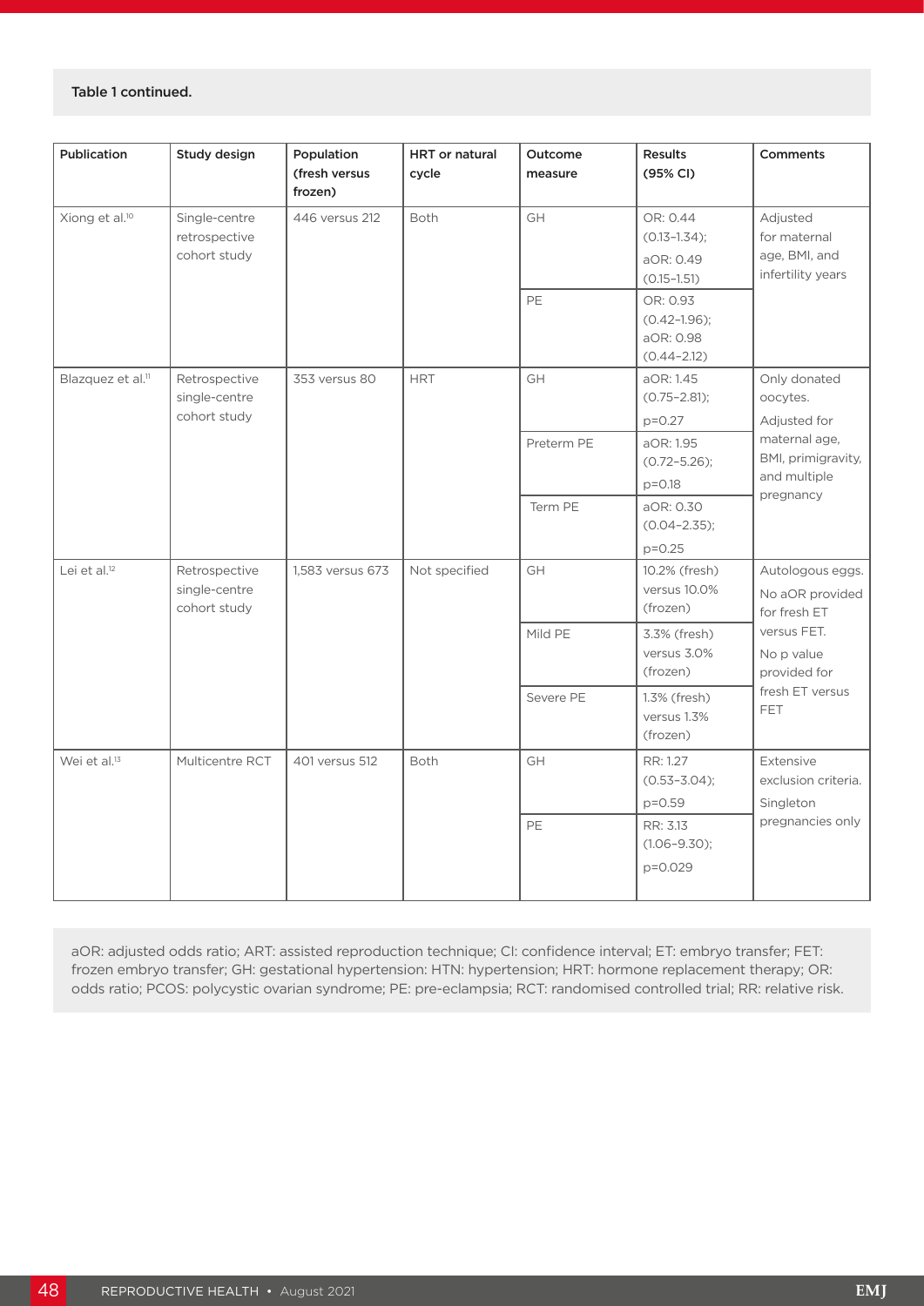Table 1 continued.

| Publication | Study design | Population (fresh versus frozen) | HRT or natural cycle | Outcome measure | Results (95% CI) | Comments |
|---|---|---|---|---|---|---|
| Xiong et al.[10] | Single-centre retrospective cohort study | 446 versus 212 | Both | GH | OR: 0.44 (0.13–1.34); aOR: 0.49 (0.15–1.51) | Adjusted for maternal age, BMI, and infertility years |
| | | | | PE | OR: 0.93 (0.42–1.96); aOR: 0.98 (0.44–2.12) | |
| Blazquez et al.[11] | Retrospective single-centre cohort study | 353 versus 80 | HRT | GH | aOR: 1.45 (0.75–2.81); p=0.27 | Only donated oocytes. Adjusted for maternal age, BMI, primigravity, and multiple pregnancy |
| | | | | Preterm PE | aOR: 1.95 (0.72–5.26); p=0.18 | |
| | | | | Term PE | aOR: 0.30 (0.04–2.35); p=0.25 | |
| Lei et al.[12] | Retrospective single-centre cohort study | 1,583 versus 673 | Not specified | GH | 10.2% (fresh) versus 10.0% (frozen) | Autologous eggs. No aOR provided for fresh ET versus FET. No p value provided for fresh ET versus FET |
| | | | | Mild PE | 3.3% (fresh) versus 3.0% (frozen) | |
| | | | | Severe PE | 1.3% (fresh) versus 1.3% (frozen) | |
| Wei et al.[13] | Multicentre RCT | 401 versus 512 | Both | GH | RR: 1.27 (0.53–3.04); p=0.59 | Extensive exclusion criteria. Singleton pregnancies only |
| | | | | PE | RR: 3.13 (1.06–9.30); p=0.029 | |

aOR: adjusted odds ratio; ART: assisted reproduction technique; CI: confidence interval; ET: embryo transfer; FET: frozen embryo transfer; GH: gestational hypertension: HTN: hypertension; HRT: hormone replacement therapy; OR: odds ratio; PCOS: polycystic ovarian syndrome; PE: pre-eclampsia; RCT: randomised controlled trial; RR: relative risk.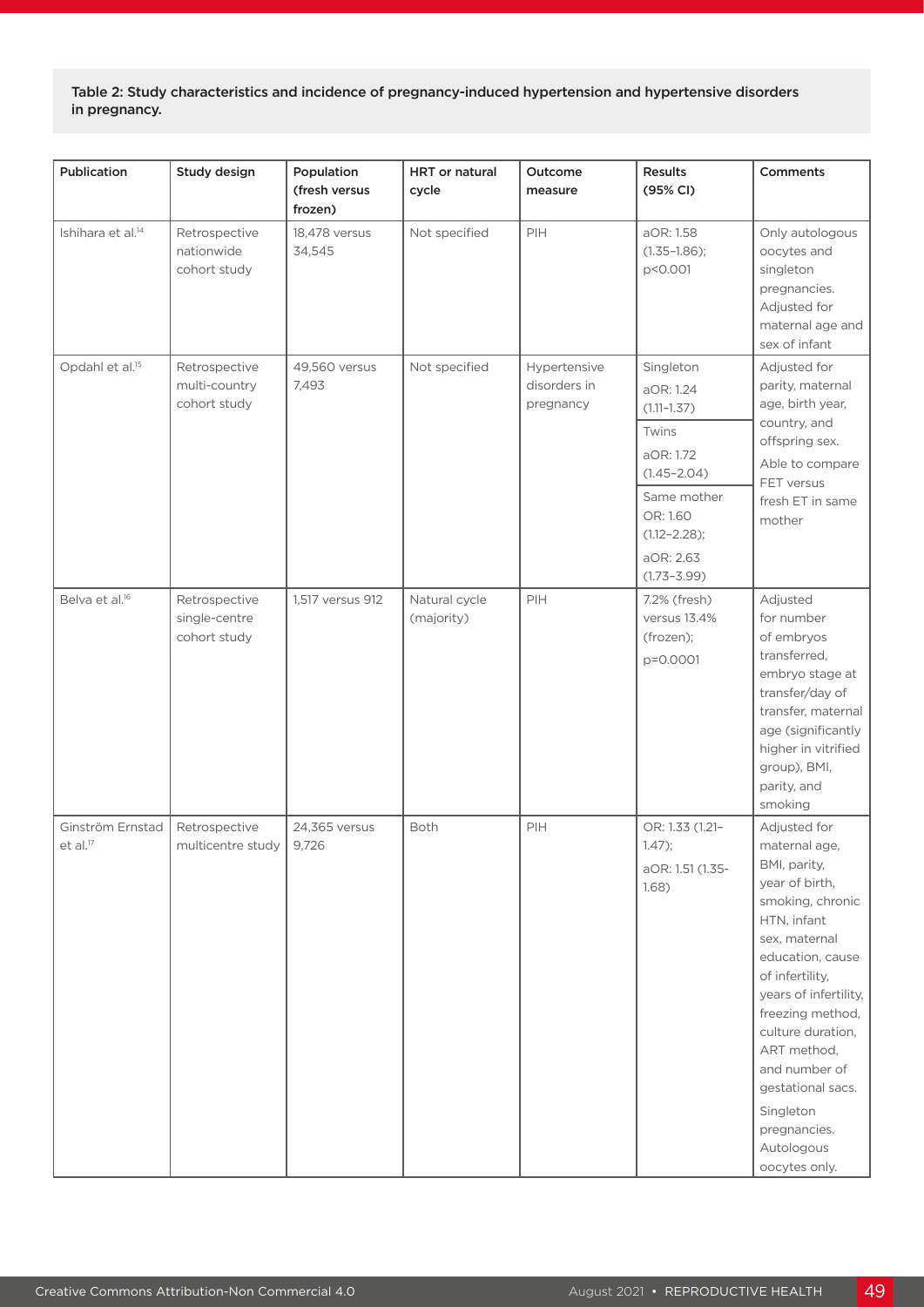**Table 2: Study characteristics and incidence of pregnancy-induced hypertension and hypertensive disorders in pregnancy.**

| Publication | Study design | Population (fresh versus frozen) | HRT or natural cycle | Outcome measure | Results (95% CI) | Comments |
|---|---|---|---|---|---|---|
| Ishihara et al.[14] | Retrospective nationwide cohort study | 18,478 versus 34,545 | Not specified | PIH | aOR: 1.58 (1.35–1.86); p<0.001 | Only autologous oocytes and singleton pregnancies. Adjusted for maternal age and sex of infant |
| Opdahl et al.[15] | Retrospective multi-country cohort study | 49,560 versus 7,493 | Not specified | Hypertensive disorders in pregnancy | Singleton aOR: 1.24 (1.11–1.37) | Adjusted for parity, maternal age, birth year, country, and offspring sex. Able to compare FET versus fresh ET in same mother |
| | | | | | Twins aOR: 1.72 (1.45–2.04) | |
| | | | | | Same mother OR: 1.60 (1.12–2.28); aOR: 2.63 (1.73–3.99) | |
| Belva et al.[16] | Retrospective single-centre cohort study | 1,517 versus 912 | Natural cycle (majority) | PIH | 7.2% (fresh) versus 13.4% (frozen); p=0.0001 | Adjusted for number of embryos transferred, embryo stage at transfer/day of transfer, maternal age (significantly higher in vitrified group), BMI, parity, and smoking |
| Ginström Ernstad et al.[17] | Retrospective multicentre study | 24,365 versus 9,726 | Both | PIH | OR: 1.33 (1.21–1.47); aOR: 1.51 (1.35-1.68) | Adjusted for maternal age, BMI, parity, year of birth, smoking, chronic HTN, infant sex, maternal education, cause of infertility, years of infertility, freezing method, culture duration, ART method, and number of gestational sacs. Singleton pregnancies. Autologous oocytes only. |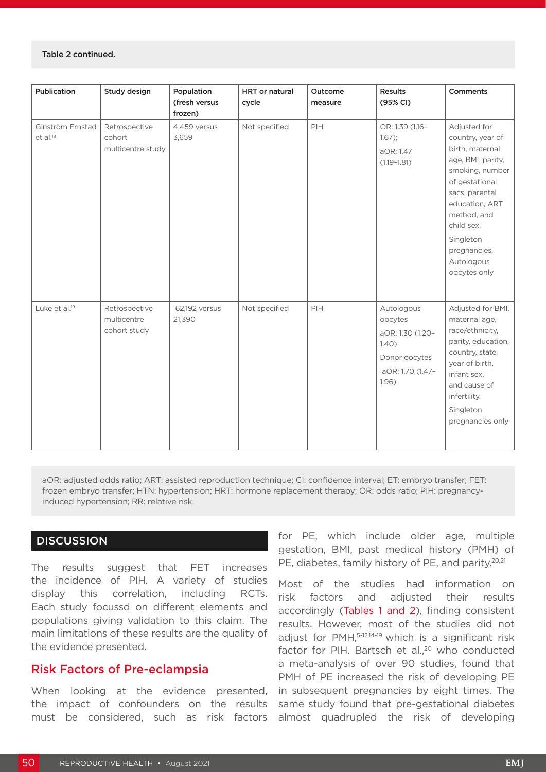Table 2 continued.

| Publication | Study design | Population (fresh versus frozen) | HRT or natural cycle | Outcome measure | Results (95% CI) | Comments |
|---|---|---|---|---|---|---|
| Ginström Ernstad et al.[18] | Retrospective cohort multicentre study | 4,459 versus 3,659 | Not specified | PIH | OR: 1.39 (1.16–1.67); aOR: 1.47 (1.19–1.81) | Adjusted for country, year of birth, maternal age, BMI, parity, smoking, number of gestational sacs, parental education, ART method, and child sex. Singleton pregnancies. Autologous oocytes only |
| Luke et al.[19] | Retrospective multicentre cohort study | 62,192 versus 21,390 | Not specified | PIH | Autologous oocytes aOR: 1.30 (1.20–1.40) Donor oocytes aOR: 1.70 (1.47–1.96) | Adjusted for BMI, maternal age, race/ethnicity, parity, education, country, state, year of birth, infant sex, and cause of infertility. Singleton pregnancies only |

aOR: adjusted odds ratio; ART: assisted reproduction technique; CI: confidence interval; ET: embryo transfer; FET: frozen embryo transfer; HTN: hypertension; HRT: hormone replacement therapy; OR: odds ratio; PIH: pregnancy-induced hypertension; RR: relative risk.

## DISCUSSION

The results suggest that FET increases the incidence of PIH. A variety of studies display this correlation, including RCTs. Each study focussd on different elements and populations giving validation to this claim. The main limitations of these results are the quality of the evidence presented.

### Risk Factors of Pre-eclampsia

When looking at the evidence presented, the impact of confounders on the results must be considered, such as risk factors for PE, which include older age, multiple gestation, BMI, past medical history (PMH) of PE, diabetes, family history of PE, and parity.[20,21]

Most of the studies had information on risk factors and adjusted their results accordingly (Tables 1 and 2), finding consistent results. However, most of the studies did not adjust for PMH,[5-12,14-19] which is a significant risk factor for PIH. Bartsch et al.,[20] who conducted a meta-analysis of over 90 studies, found that PMH of PE increased the risk of developing PE in subsequent pregnancies by eight times. The same study found that pre-gestational diabetes almost quadrupled the risk of developing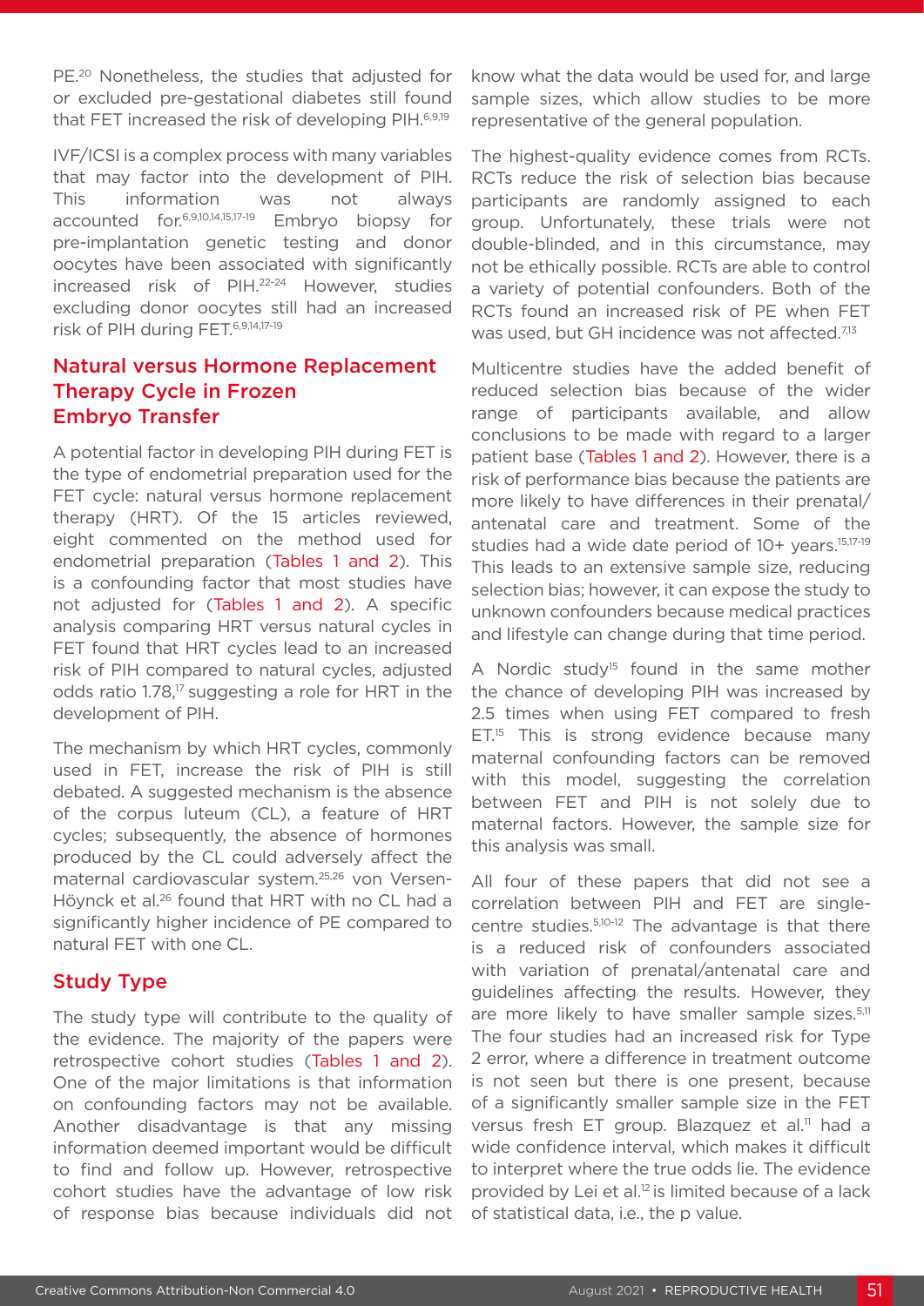PE.[20] Nonetheless, the studies that adjusted for or excluded pre-gestational diabetes still found that FET increased the risk of developing PIH.[6,9,19]

IVF/ICSI is a complex process with many variables that may factor into the development of PIH. This information was not always accounted for.[6,9,10,14,15,17-19] Embryo biopsy for pre-implantation genetic testing and donor oocytes have been associated with significantly increased risk of PIH.[22-24] However, studies excluding donor oocytes still had an increased risk of PIH during FET.[6,9,14,17-19]

## Natural versus Hormone Replacement Therapy Cycle in Frozen Embryo Transfer

A potential factor in developing PIH during FET is the type of endometrial preparation used for the FET cycle: natural versus hormone replacement therapy (HRT). Of the 15 articles reviewed, eight commented on the method used for endometrial preparation (Tables 1 and 2). This is a confounding factor that most studies have not adjusted for (Tables 1 and 2). A specific analysis comparing HRT versus natural cycles in FET found that HRT cycles lead to an increased risk of PIH compared to natural cycles, adjusted odds ratio 1.78,[17] suggesting a role for HRT in the development of PIH.

The mechanism by which HRT cycles, commonly used in FET, increase the risk of PIH is still debated. A suggested mechanism is the absence of the corpus luteum (CL), a feature of HRT cycles; subsequently, the absence of hormones produced by the CL could adversely affect the maternal cardiovascular system.[25,26] von Versen-Höynck et al.[26] found that HRT with no CL had a significantly higher incidence of PE compared to natural FET with one CL.

## Study Type

The study type will contribute to the quality of the evidence. The majority of the papers were retrospective cohort studies (Tables 1 and 2). One of the major limitations is that information on confounding factors may not be available. Another disadvantage is that any missing information deemed important would be difficult to find and follow up. However, retrospective cohort studies have the advantage of low risk of response bias because individuals did not know what the data would be used for, and large sample sizes, which allow studies to be more representative of the general population.

The highest-quality evidence comes from RCTs. RCTs reduce the risk of selection bias because participants are randomly assigned to each group. Unfortunately, these trials were not double-blinded, and in this circumstance, may not be ethically possible. RCTs are able to control a variety of potential confounders. Both of the RCTs found an increased risk of PE when FET was used, but GH incidence was not affected.[7,13]

Multicentre studies have the added benefit of reduced selection bias because of the wider range of participants available, and allow conclusions to be made with regard to a larger patient base (Tables 1 and 2). However, there is a risk of performance bias because the patients are more likely to have differences in their prenatal/antenatal care and treatment. Some of the studies had a wide date period of 10+ years.[15,17-19] This leads to an extensive sample size, reducing selection bias; however, it can expose the study to unknown confounders because medical practices and lifestyle can change during that time period.

A Nordic study[15] found in the same mother the chance of developing PIH was increased by 2.5 times when using FET compared to fresh ET.[15] This is strong evidence because many maternal confounding factors can be removed with this model, suggesting the correlation between FET and PIH is not solely due to maternal factors. However, the sample size for this analysis was small.

All four of these papers that did not see a correlation between PIH and FET are single-centre studies.[5,10-12] The advantage is that there is a reduced risk of confounders associated with variation of prenatal/antenatal care and guidelines affecting the results. However, they are more likely to have smaller sample sizes.[5,11] The four studies had an increased risk for Type 2 error, where a difference in treatment outcome is not seen but there is one present, because of a significantly smaller sample size in the FET versus fresh ET group. Blazquez et al.[11] had a wide confidence interval, which makes it difficult to interpret where the true odds lie. The evidence provided by Lei et al.[12] is limited because of a lack of statistical data, i.e., the p value.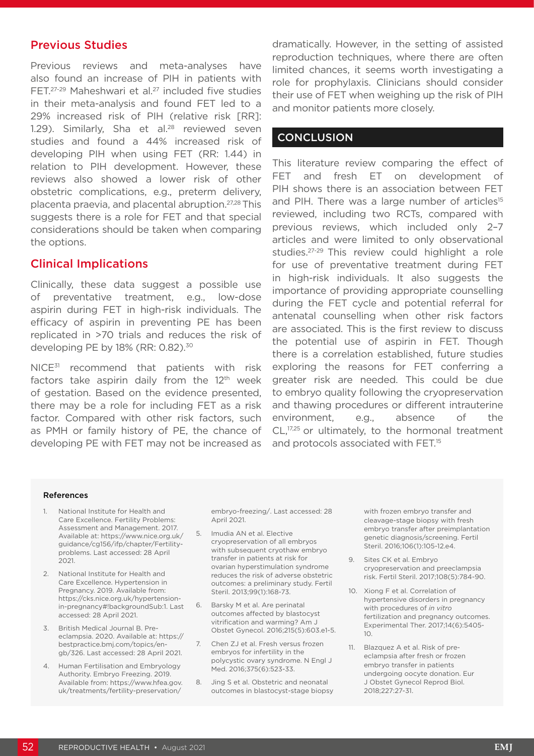### Previous Studies

Previous reviews and meta-analyses have also found an increase of PIH in patients with FET.[27-29] Maheshwari et al.[27] included five studies in their meta-analysis and found FET led to a 29% increased risk of PIH (relative risk [RR]: 1.29). Similarly, Sha et al.[28] reviewed seven studies and found a 44% increased risk of developing PIH when using FET (RR: 1.44) in relation to PIH development. However, these reviews also showed a lower risk of other obstetric complications, e.g., preterm delivery, placenta praevia, and placental abruption.[27,28] This suggests there is a role for FET and that special considerations should be taken when comparing the options.

### Clinical Implications

Clinically, these data suggest a possible use of preventative treatment, e.g., low-dose aspirin during FET in high-risk individuals. The efficacy of aspirin in preventing PE has been replicated in >70 trials and reduces the risk of developing PE by 18% (RR: 0.82).[30]

NICE[31] recommend that patients with risk factors take aspirin daily from the 12th week of gestation. Based on the evidence presented, there may be a role for including FET as a risk factor. Compared with other risk factors, such as PMH or family history of PE, the chance of developing PE with FET may not be increased as dramatically. However, in the setting of assisted reproduction techniques, where there are often limited chances, it seems worth investigating a role for prophylaxis. Clinicians should consider their use of FET when weighing up the risk of PIH and monitor patients more closely.

## CONCLUSION

This literature review comparing the effect of FET and fresh ET on development of PIH shows there is an association between FET and PIH. There was a large number of articles[15] reviewed, including two RCTs, compared with previous reviews, which included only 2–7 articles and were limited to only observational studies.[27-29] This review could highlight a role for use of preventative treatment during FET in high-risk individuals. It also suggests the importance of providing appropriate counselling during the FET cycle and potential referral for antenatal counselling when other risk factors are associated. This is the first review to discuss the potential use of aspirin in FET. Though there is a correlation established, future studies exploring the reasons for FET conferring a greater risk are needed. This could be due to embryo quality following the cryopreservation and thawing procedures or different intrauterine environment, e.g., absence of the CL,[17,25] or ultimately, to the hormonal treatment and protocols associated with FET.[15]

#### References

1. National Institute for Health and Care Excellence. Fertility Problems: Assessment and Management. 2017. Available at: https://www.nice.org.uk/guidance/cg156/ifp/chapter/Fertility-problems. Last accessed: 28 April 2021.
2. National Institute for Health and Care Excellence. Hypertension in Pregnancy. 2019. Available from: https://cks.nice.org.uk/hypertension-in-pregnancy#!backgroundSub:1. Last accessed: 28 April 2021.
3. British Medical Journal B. Pre-eclampsia. 2020. Available at: https://bestpractice.bmj.com/topics/en-gb/326. Last accessed: 28 April 2021.
4. Human Fertilisation and Embryology Authority. Embryo Freezing. 2019. Available from: https://www.hfea.gov.uk/treatments/fertility-preservation/embryo-freezing/. Last accessed: 28 April 2021.
5. Imudia AN et al. Elective cryopreservation of all embryos with subsequent cryothaw embryo transfer in patients at risk for ovarian hyperstimulation syndrome reduces the risk of adverse obstetric outcomes: a preliminary study. Fertil Steril. 2013;99(1):168-73.
6. Barsky M et al. Are perinatal outcomes affected by blastocyst vitrification and warming? Am J Obstet Gynecol. 2016;215(5):603.e1-5.
7. Chen ZJ et al. Fresh versus frozen embryos for infertility in the polycystic ovary syndrome. N Engl J Med. 2016;375(6):523-33.
8. Jing S et al. Obstetric and neonatal outcomes in blastocyst-stage biopsy with frozen embryo transfer and cleavage-stage biopsy with fresh embryo transfer after preimplantation genetic diagnosis/screening. Fertil Steril. 2016;106(1):105-12.e4.
9. Sites CK et al. Embryo cryopreservation and preeclampsia risk. Fertil Steril. 2017;108(5):784-90.
10. Xiong F et al. Correlation of hypertensive disorders in pregnancy with procedures of *in vitro* fertilization and pregnancy outcomes. Experimental Ther. 2017;14(6):5405-10.
11. Blazquez A et al. Risk of pre-eclampsia after fresh or frozen embryo transfer in patients undergoing oocyte donation. Eur J Obstet Gynecol Reprod Biol. 2018;227:27-31.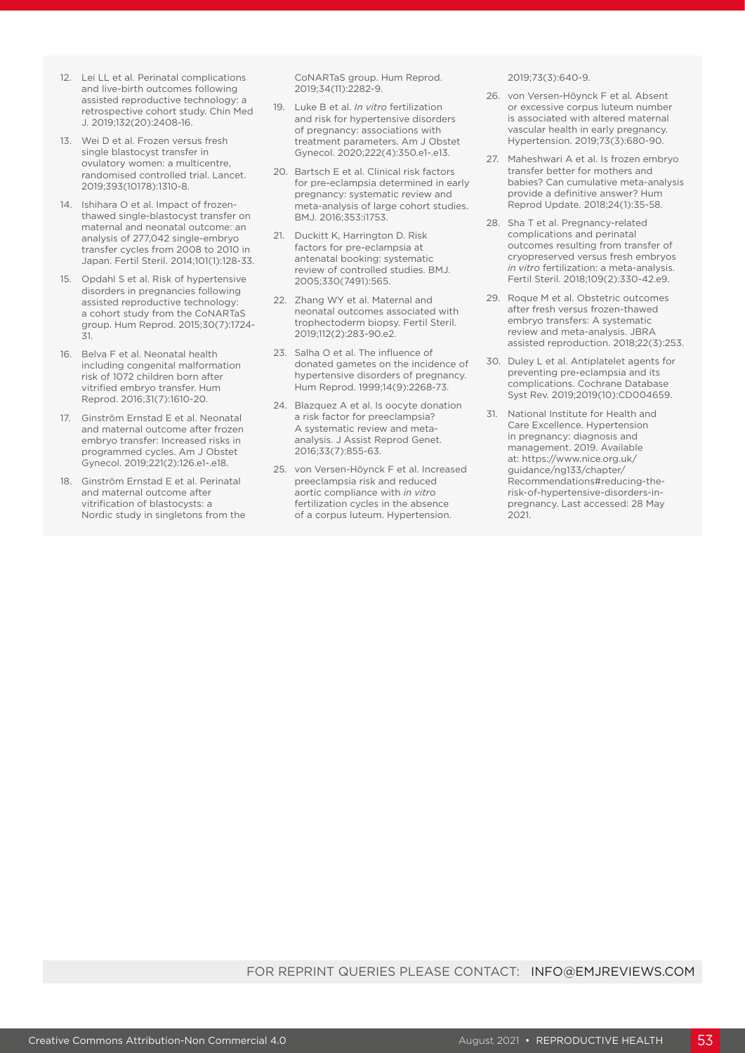12. Lei LL et al. Perinatal complications and live-birth outcomes following assisted reproductive technology: a retrospective cohort study. Chin Med J. 2019;132(20):2408-16.
13. Wei D et al. Frozen versus fresh single blastocyst transfer in ovulatory women: a multicentre, randomised controlled trial. Lancet. 2019;393(10178):1310-8.
14. Ishihara O et al. Impact of frozen-thawed single-blastocyst transfer on maternal and neonatal outcome: an analysis of 277,042 single-embryo transfer cycles from 2008 to 2010 in Japan. Fertil Steril. 2014;101(1):128-33.
15. Opdahl S et al. Risk of hypertensive disorders in pregnancies following assisted reproductive technology: a cohort study from the CoNARTaS group. Hum Reprod. 2015;30(7):1724-31.
16. Belva F et al. Neonatal health including congenital malformation risk of 1072 children born after vitrified embryo transfer. Hum Reprod. 2016;31(7):1610-20.
17. Ginström Ernstad E et al. Neonatal and maternal outcome after frozen embryo transfer: Increased risks in programmed cycles. Am J Obstet Gynecol. 2019;221(2):126.e1-.e18.
18. Ginström Ernstad E et al. Perinatal and maternal outcome after vitrification of blastocysts: a Nordic study in singletons from the CoNARTaS group. Hum Reprod. 2019;34(11):2282-9.
19. Luke B et al. *In vitro* fertilization and risk for hypertensive disorders of pregnancy: associations with treatment parameters. Am J Obstet Gynecol. 2020;222(4):350.e1-.e13.
20. Bartsch E et al. Clinical risk factors for pre-eclampsia determined in early pregnancy: systematic review and meta-analysis of large cohort studies. BMJ. 2016;353:i1753.
21. Duckitt K, Harrington D. Risk factors for pre-eclampsia at antenatal booking: systematic review of controlled studies. BMJ. 2005;330(7491):565.
22. Zhang WY et al. Maternal and neonatal outcomes associated with trophectoderm biopsy. Fertil Steril. 2019;112(2):283-90.e2.
23. Salha O et al. The influence of donated gametes on the incidence of hypertensive disorders of pregnancy. Hum Reprod. 1999;14(9):2268-73.
24. Blazquez A et al. Is oocyte donation a risk factor for preeclampsia? A systematic review and meta-analysis. J Assist Reprod Genet. 2016;33(7):855-63.
25. von Versen-Höynck F et al. Increased preeclampsia risk and reduced aortic compliance with *in vitro* fertilization cycles in the absence of a corpus luteum. Hypertension. 2019;73(3):640-9.
26. von Versen-Höynck F et al. Absent or excessive corpus luteum number is associated with altered maternal vascular health in early pregnancy. Hypertension. 2019;73(3):680-90.
27. Maheshwari A et al. Is frozen embryo transfer better for mothers and babies? Can cumulative meta-analysis provide a definitive answer? Hum Reprod Update. 2018;24(1):35-58.
28. Sha T et al. Pregnancy-related complications and perinatal outcomes resulting from transfer of cryopreserved versus fresh embryos *in vitro* fertilization: a meta-analysis. Fertil Steril. 2018;109(2):330-42.e9.
29. Roque M et al. Obstetric outcomes after fresh versus frozen-thawed embryo transfers: A systematic review and meta-analysis. JBRA assisted reproduction. 2018;22(3):253.
30. Duley L et al. Antiplatelet agents for preventing pre-eclampsia and its complications. Cochrane Database Syst Rev. 2019;2019(10):CD004659.
31. National Institute for Health and Care Excellence. Hypertension in pregnancy: diagnosis and management. 2019. Available at: https://www.nice.org.uk/guidance/ng133/chapter/Recommendations#reducing-the-risk-of-hypertensive-disorders-in-pregnancy. Last accessed: 28 May 2021.

FOR REPRINT QUERIES PLEASE CONTACT: INFO@EMJREVIEWS.COM